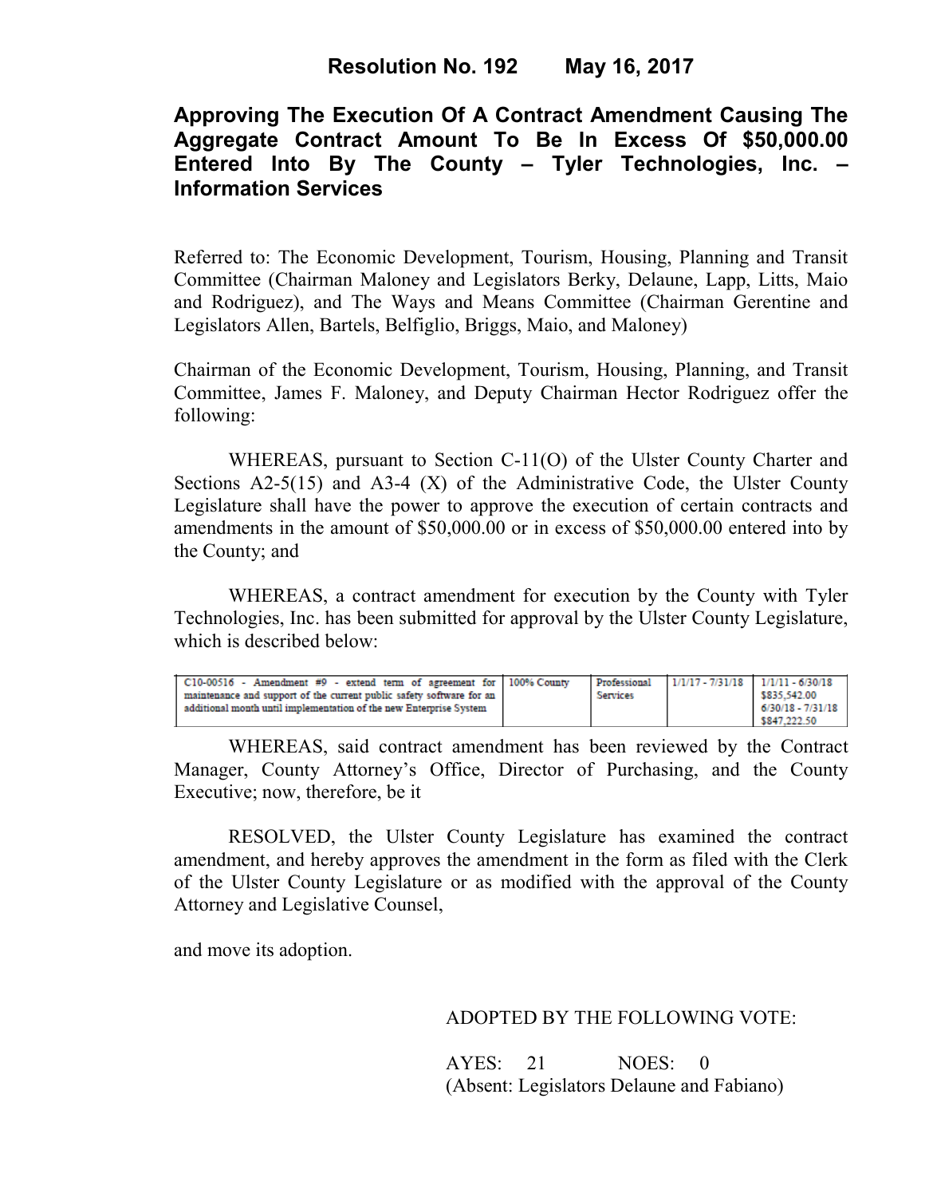# Resolution No. 192 May 16, 2017

## Approving The Execution Of A Contract Amendment Causing The Aggregate Contract Amount To Be In Excess Of $50,000.00 Entered Into By The County – Tyler Technologies, Inc. – Information Services

Referred to: The Economic Development, Tourism, Housing, Planning and Transit Committee (Chairman Maloney and Legislators Berky, Delaune, Lapp, Litts, Maio and Rodriguez), and The Ways and Means Committee (Chairman Gerentine and Legislators Allen, Bartels, Belfiglio, Briggs, Maio, and Maloney)

Chairman of the Economic Development, Tourism, Housing, Planning, and Transit Committee, James F. Maloney, and Deputy Chairman Hector Rodriguez offer the following:

WHEREAS, pursuant to Section C-11(O) of the Ulster County Charter and Sections A2-5(15) and A3-4 (X) of the Administrative Code, the Ulster County Legislature shall have the power to approve the execution of certain contracts and amendments in the amount of $50,000.00 or in excess of $50,000.00 entered into by the County; and

WHEREAS, a contract amendment for execution by the County with Tyler Technologies, Inc. has been submitted for approval by the Ulster County Legislature, which is described below:

| | | | | |
|---|---|---|---|---|
| C10-00516 - Amendment #9 - extend term of agreement for maintenance and support of the current public safety software for an additional month until implementation of the new Enterprise System | 100% County | Professional Services | 1/1/17 - 7/31/18 | 1/1/11 - 6/30/18 $835,542.00 6/30/18 - 7/31/18 $847,222.50 |

WHEREAS, said contract amendment has been reviewed by the Contract Manager, County Attorney's Office, Director of Purchasing, and the County Executive; now, therefore, be it

RESOLVED, the Ulster County Legislature has examined the contract amendment, and hereby approves the amendment in the form as filed with the Clerk of the Ulster County Legislature or as modified with the approval of the County Attorney and Legislative Counsel,

and move its adoption.

ADOPTED BY THE FOLLOWING VOTE:

AYES: 21 NOES: 0
(Absent: Legislators Delaune and Fabiano)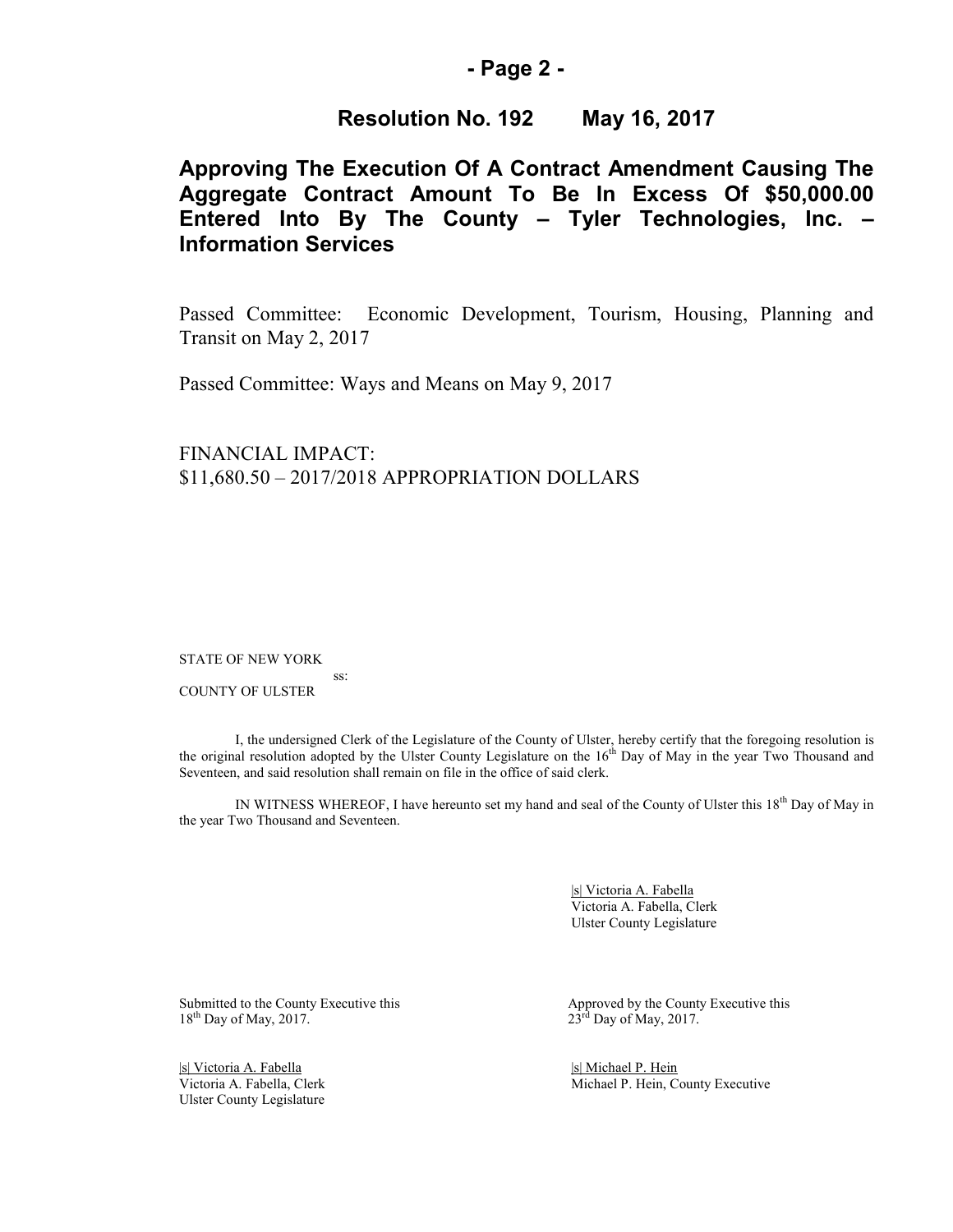## Resolution No. 192 May 16, 2017

## Approving The Execution Of A Contract Amendment Causing The Aggregate Contract Amount To Be In Excess Of $50,000.00 Entered Into By The County – Tyler Technologies, Inc. – Information Services

Passed Committee: Economic Development, Tourism, Housing, Planning and Transit on May 2, 2017

Passed Committee: Ways and Means on May 9, 2017

FINANCIAL IMPACT:
$11,680.50 – 2017/2018 APPROPRIATION DOLLARS

STATE OF NEW YORK
ss:
COUNTY OF ULSTER

I, the undersigned Clerk of the Legislature of the County of Ulster, hereby certify that the foregoing resolution is the original resolution adopted by the Ulster County Legislature on the 16th Day of May in the year Two Thousand and Seventeen, and said resolution shall remain on file in the office of said clerk.

IN WITNESS WHEREOF, I have hereunto set my hand and seal of the County of Ulster this 18th Day of May in the year Two Thousand and Seventeen.

|s| Victoria A. Fabella
Victoria A. Fabella, Clerk
Ulster County Legislature

Submitted to the County Executive this 18th Day of May, 2017.

|s| Victoria A. Fabella
Victoria A. Fabella, Clerk
Ulster County Legislature

Approved by the County Executive this 23rd Day of May, 2017.

|s| Michael P. Hein
Michael P. Hein, County Executive